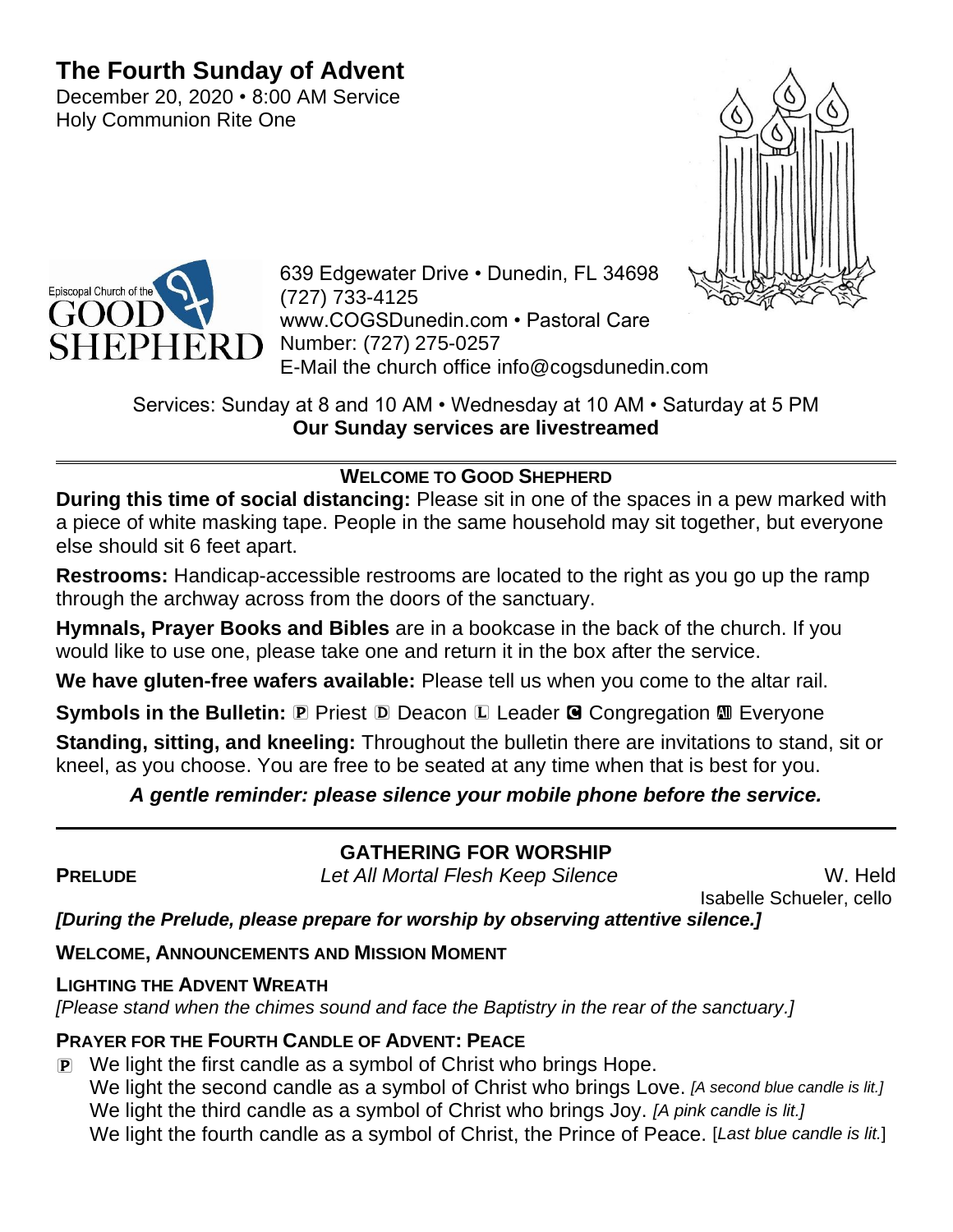# The Fourth Sunday of Advent

December 20, 2020 • 8:00 AM Service
Holy Communion Rite One

Episcopal Church of the GOOD SHEPHERD

639 Edgewater Drive • Dunedin, FL 34698
(727) 733-4125
www.COGSDunedin.com • Pastoral Care Number: (727) 275-0257
E-Mail the church office info@cogsdunedin.com

Services: Sunday at 8 and 10 AM • Wednesday at 10 AM • Saturday at 5 PM
**Our Sunday services are livestreamed**

---

**WELCOME TO GOOD SHEPHERD**

**During this time of social distancing:** Please sit in one of the spaces in a pew marked with a piece of white masking tape. People in the same household may sit together, but everyone else should sit 6 feet apart.

**Restrooms:** Handicap-accessible restrooms are located to the right as you go up the ramp through the archway across from the doors of the sanctuary.

**Hymnals, Prayer Books and Bibles** are in a bookcase in the back of the church. If you would like to use one, please take one and return it in the box after the service.

**We have gluten-free wafers available:** Please tell us when you come to the altar rail.

**Symbols in the Bulletin:** Ⓟ Priest Ⓓ Deacon Ⓛ Leader Ⓒ Congregation Ⓐ Everyone

**Standing, sitting, and kneeling:** Throughout the bulletin there are invitations to stand, sit or kneel, as you choose. You are free to be seated at any time when that is best for you.

***A gentle reminder: please silence your mobile phone before the service.***

---

## GATHERING FOR WORSHIP

**PRELUDE** *Let All Mortal Flesh Keep Silence* W. Held
Isabelle Schueler, cello

***[During the Prelude, please prepare for worship by observing attentive silence.]***

**WELCOME, ANNOUNCEMENTS AND MISSION MOMENT**

**LIGHTING THE ADVENT WREATH**

*[Please stand when the chimes sound and face the Baptistry in the rear of the sanctuary.]*

**PRAYER FOR THE FOURTH CANDLE OF ADVENT: PEACE**

Ⓟ We light the first candle as a symbol of Christ who brings Hope.
We light the second candle as a symbol of Christ who brings Love. *[A second blue candle is lit.]*
We light the third candle as a symbol of Christ who brings Joy. *[A pink candle is lit.]*
We light the fourth candle as a symbol of Christ, the Prince of Peace. [*Last blue candle is lit.*]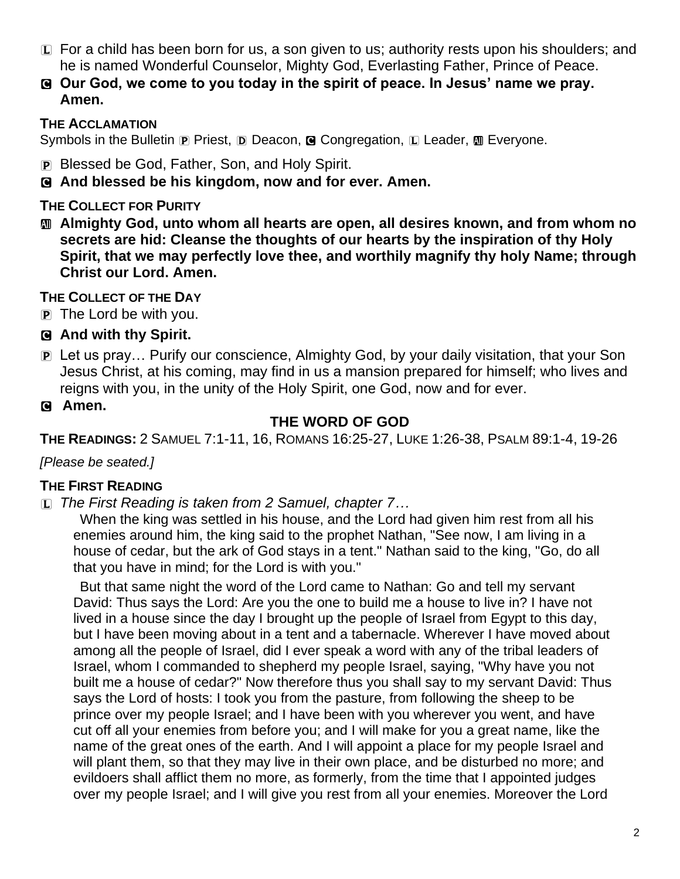L For a child has been born for us, a son given to us; authority rests upon his shoulders; and he is named Wonderful Counselor, Mighty God, Everlasting Father, Prince of Peace.

C **Our God, we come to you today in the spirit of peace. In Jesus' name we pray. Amen.**

### THE ACCLAMATION

Symbols in the Bulletin P Priest, D Deacon, C Congregation, L Leader, A Everyone.

P Blessed be God, Father, Son, and Holy Spirit.

C **And blessed be his kingdom, now and for ever. Amen.**

### THE COLLECT FOR PURITY

A **Almighty God, unto whom all hearts are open, all desires known, and from whom no secrets are hid: Cleanse the thoughts of our hearts by the inspiration of thy Holy Spirit, that we may perfectly love thee, and worthily magnify thy holy Name; through Christ our Lord. Amen.**

### THE COLLECT OF THE DAY

P The Lord be with you.

C **And with thy Spirit.**

P Let us pray… Purify our conscience, Almighty God, by your daily visitation, that your Son Jesus Christ, at his coming, may find in us a mansion prepared for himself; who lives and reigns with you, in the unity of the Holy Spirit, one God, now and for ever.

C **Amen.**

## THE WORD OF GOD

**THE READINGS:** 2 SAMUEL 7:1-11, 16, ROMANS 16:25-27, LUKE 1:26-38, PSALM 89:1-4, 19-26

*[Please be seated.]*

### THE FIRST READING

L *The First Reading is taken from 2 Samuel, chapter 7…*

When the king was settled in his house, and the Lord had given him rest from all his enemies around him, the king said to the prophet Nathan, "See now, I am living in a house of cedar, but the ark of God stays in a tent." Nathan said to the king, "Go, do all that you have in mind; for the Lord is with you."

But that same night the word of the Lord came to Nathan: Go and tell my servant David: Thus says the Lord: Are you the one to build me a house to live in? I have not lived in a house since the day I brought up the people of Israel from Egypt to this day, but I have been moving about in a tent and a tabernacle. Wherever I have moved about among all the people of Israel, did I ever speak a word with any of the tribal leaders of Israel, whom I commanded to shepherd my people Israel, saying, "Why have you not built me a house of cedar?" Now therefore thus you shall say to my servant David: Thus says the Lord of hosts: I took you from the pasture, from following the sheep to be prince over my people Israel; and I have been with you wherever you went, and have cut off all your enemies from before you; and I will make for you a great name, like the name of the great ones of the earth. And I will appoint a place for my people Israel and will plant them, so that they may live in their own place, and be disturbed no more; and evildoers shall afflict them no more, as formerly, from the time that I appointed judges over my people Israel; and I will give you rest from all your enemies. Moreover the Lord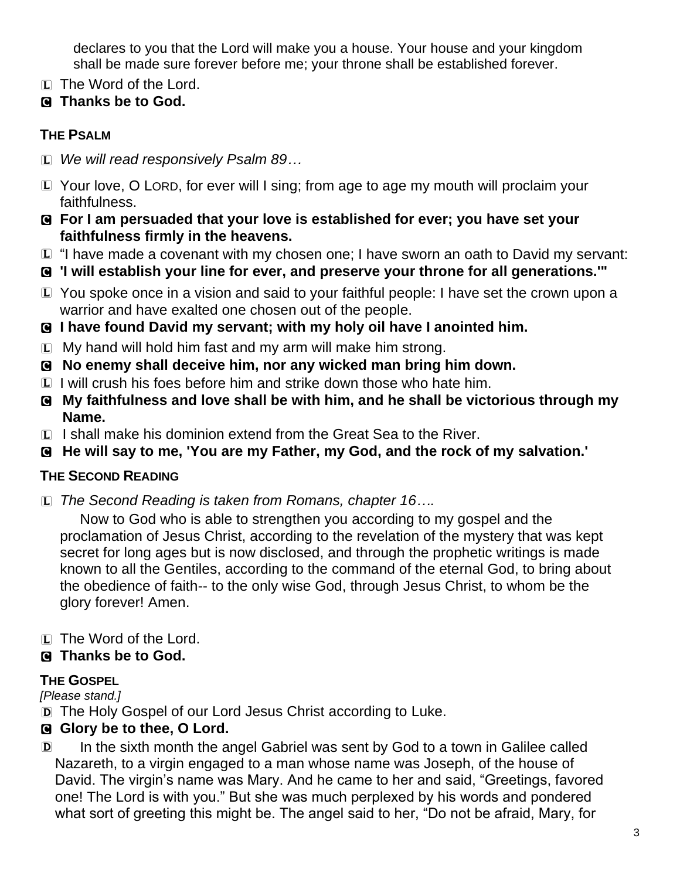declares to you that the Lord will make you a house. Your house and your kingdom shall be made sure forever before me; your throne shall be established forever.

L The Word of the Lord.

C **Thanks be to God.**

### THE PSALM

L *We will read responsively Psalm 89…*

L Your love, O LORD, for ever will I sing; from age to age my mouth will proclaim your faithfulness.

C **For I am persuaded that your love is established for ever; you have set your faithfulness firmly in the heavens.**

L "I have made a covenant with my chosen one; I have sworn an oath to David my servant:

C **'I will establish your line for ever, and preserve your throne for all generations.'"**

L You spoke once in a vision and said to your faithful people: I have set the crown upon a warrior and have exalted one chosen out of the people.

C **I have found David my servant; with my holy oil have I anointed him.**

L My hand will hold him fast and my arm will make him strong.

C **No enemy shall deceive him, nor any wicked man bring him down.**

L I will crush his foes before him and strike down those who hate him.

C **My faithfulness and love shall be with him, and he shall be victorious through my Name.**

L I shall make his dominion extend from the Great Sea to the River.

C **He will say to me, 'You are my Father, my God, and the rock of my salvation.'**

### THE SECOND READING

L *The Second Reading is taken from Romans, chapter 16….*

Now to God who is able to strengthen you according to my gospel and the proclamation of Jesus Christ, according to the revelation of the mystery that was kept secret for long ages but is now disclosed, and through the prophetic writings is made known to all the Gentiles, according to the command of the eternal God, to bring about the obedience of faith-- to the only wise God, through Jesus Christ, to whom be the glory forever! Amen.

L The Word of the Lord.

C **Thanks be to God.**

### THE GOSPEL

*[Please stand.]*

D The Holy Gospel of our Lord Jesus Christ according to Luke.

C **Glory be to thee, O Lord.**

D In the sixth month the angel Gabriel was sent by God to a town in Galilee called Nazareth, to a virgin engaged to a man whose name was Joseph, of the house of David. The virgin's name was Mary. And he came to her and said, "Greetings, favored one! The Lord is with you." But she was much perplexed by his words and pondered what sort of greeting this might be. The angel said to her, "Do not be afraid, Mary, for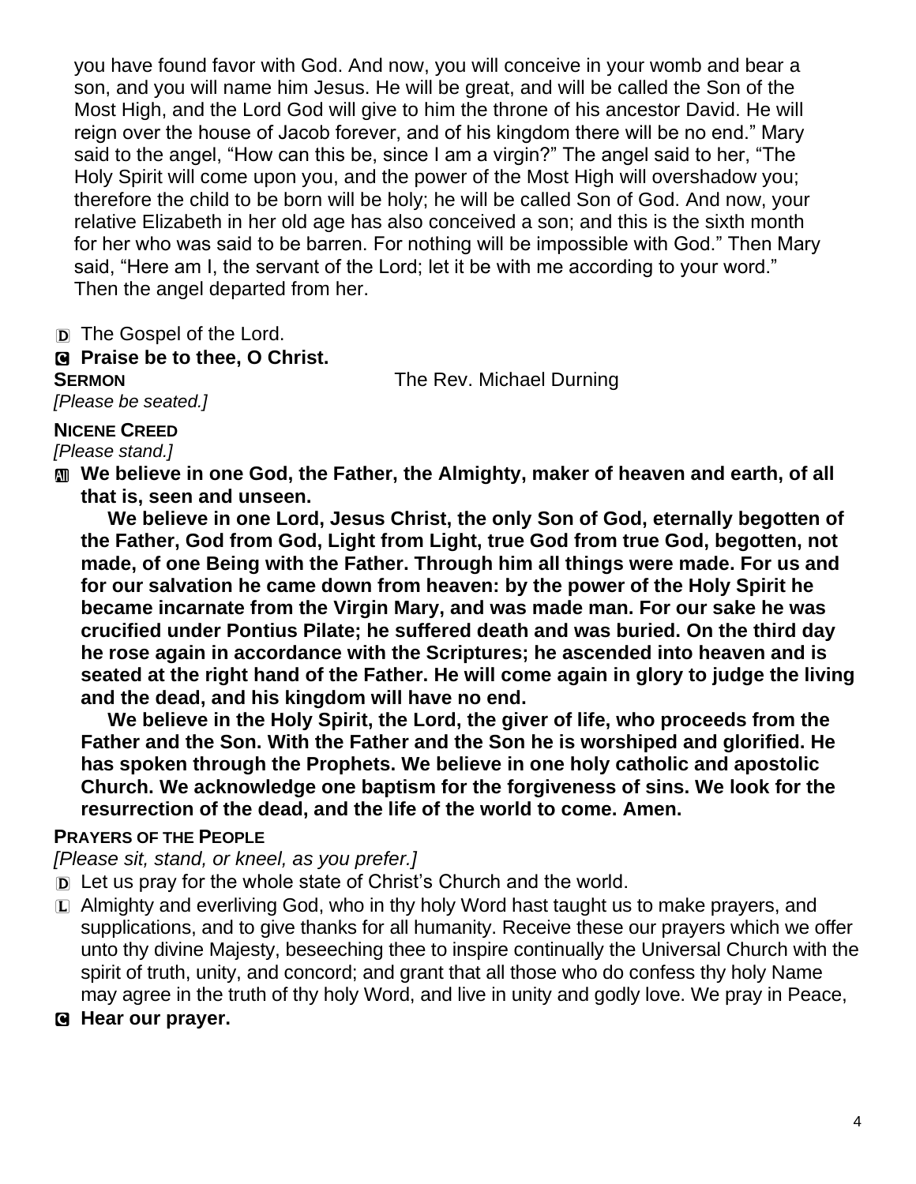you have found favor with God. And now, you will conceive in your womb and bear a son, and you will name him Jesus. He will be great, and will be called the Son of the Most High, and the Lord God will give to him the throne of his ancestor David. He will reign over the house of Jacob forever, and of his kingdom there will be no end." Mary said to the angel, "How can this be, since I am a virgin?" The angel said to her, "The Holy Spirit will come upon you, and the power of the Most High will overshadow you; therefore the child to be born will be holy; he will be called Son of God. And now, your relative Elizabeth in her old age has also conceived a son; and this is the sixth month for her who was said to be barren. For nothing will be impossible with God." Then Mary said, "Here am I, the servant of the Lord; let it be with me according to your word." Then the angel departed from her.

D The Gospel of the Lord.

C **Praise be to thee, O Christ.**

**SERMON** The Rev. Michael Durning

*[Please be seated.]*

**NICENE CREED**

*[Please stand.]*

All **We believe in one God, the Father, the Almighty, maker of heaven and earth, of all that is, seen and unseen.**

**We believe in one Lord, Jesus Christ, the only Son of God, eternally begotten of the Father, God from God, Light from Light, true God from true God, begotten, not made, of one Being with the Father. Through him all things were made. For us and for our salvation he came down from heaven: by the power of the Holy Spirit he became incarnate from the Virgin Mary, and was made man. For our sake he was crucified under Pontius Pilate; he suffered death and was buried. On the third day he rose again in accordance with the Scriptures; he ascended into heaven and is seated at the right hand of the Father. He will come again in glory to judge the living and the dead, and his kingdom will have no end.**

**We believe in the Holy Spirit, the Lord, the giver of life, who proceeds from the Father and the Son. With the Father and the Son he is worshiped and glorified. He has spoken through the Prophets. We believe in one holy catholic and apostolic Church. We acknowledge one baptism for the forgiveness of sins. We look for the resurrection of the dead, and the life of the world to come. Amen.**

**PRAYERS OF THE PEOPLE**

*[Please sit, stand, or kneel, as you prefer.]*

D Let us pray for the whole state of Christ's Church and the world.

L Almighty and everliving God, who in thy holy Word hast taught us to make prayers, and supplications, and to give thanks for all humanity. Receive these our prayers which we offer unto thy divine Majesty, beseeching thee to inspire continually the Universal Church with the spirit of truth, unity, and concord; and grant that all those who do confess thy holy Name may agree in the truth of thy holy Word, and live in unity and godly love. We pray in Peace,

C **Hear our prayer.**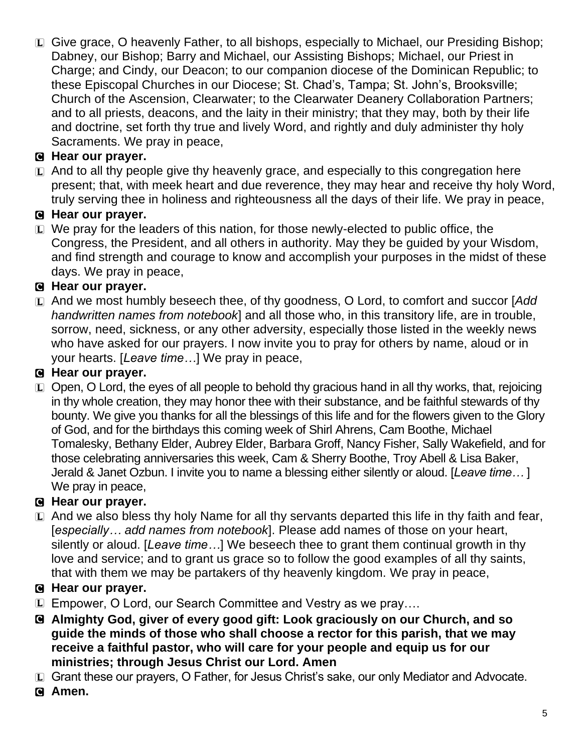L Give grace, O heavenly Father, to all bishops, especially to Michael, our Presiding Bishop; Dabney, our Bishop; Barry and Michael, our Assisting Bishops; Michael, our Priest in Charge; and Cindy, our Deacon; to our companion diocese of the Dominican Republic; to these Episcopal Churches in our Diocese; St. Chad's, Tampa; St. John's, Brooksville; Church of the Ascension, Clearwater; to the Clearwater Deanery Collaboration Partners; and to all priests, deacons, and the laity in their ministry; that they may, both by their life and doctrine, set forth thy true and lively Word, and rightly and duly administer thy holy Sacraments. We pray in peace,

C **Hear our prayer.**

L And to all thy people give thy heavenly grace, and especially to this congregation here present; that, with meek heart and due reverence, they may hear and receive thy holy Word, truly serving thee in holiness and righteousness all the days of their life. We pray in peace,

C **Hear our prayer.**

L We pray for the leaders of this nation, for those newly-elected to public office, the Congress, the President, and all others in authority. May they be guided by your Wisdom, and find strength and courage to know and accomplish your purposes in the midst of these days. We pray in peace,

C **Hear our prayer.**

L And we most humbly beseech thee, of thy goodness, O Lord, to comfort and succor [*Add handwritten names from notebook*] and all those who, in this transitory life, are in trouble, sorrow, need, sickness, or any other adversity, especially those listed in the weekly news who have asked for our prayers. I now invite you to pray for others by name, aloud or in your hearts. [*Leave time…*] We pray in peace,

C **Hear our prayer.**

L Open, O Lord, the eyes of all people to behold thy gracious hand in all thy works, that, rejoicing in thy whole creation, they may honor thee with their substance, and be faithful stewards of thy bounty. We give you thanks for all the blessings of this life and for the flowers given to the Glory of God, and for the birthdays this coming week of Shirl Ahrens, Cam Boothe, Michael Tomalesky, Bethany Elder, Aubrey Elder, Barbara Groff, Nancy Fisher, Sally Wakefield, and for those celebrating anniversaries this week, Cam & Sherry Boothe, Troy Abell & Lisa Baker, Jerald & Janet Ozbun. I invite you to name a blessing either silently or aloud. [*Leave time…* ] We pray in peace,

C **Hear our prayer.**

L And we also bless thy holy Name for all thy servants departed this life in thy faith and fear, [*especially… add names from notebook*]. Please add names of those on your heart, silently or aloud. [*Leave time…*] We beseech thee to grant them continual growth in thy love and service; and to grant us grace so to follow the good examples of all thy saints, that with them we may be partakers of thy heavenly kingdom. We pray in peace,

C **Hear our prayer.**

L Empower, O Lord, our Search Committee and Vestry as we pray….

C **Almighty God, giver of every good gift: Look graciously on our Church, and so guide the minds of those who shall choose a rector for this parish, that we may receive a faithful pastor, who will care for your people and equip us for our ministries; through Jesus Christ our Lord. Amen**

L Grant these our prayers, O Father, for Jesus Christ's sake, our only Mediator and Advocate.

C **Amen.**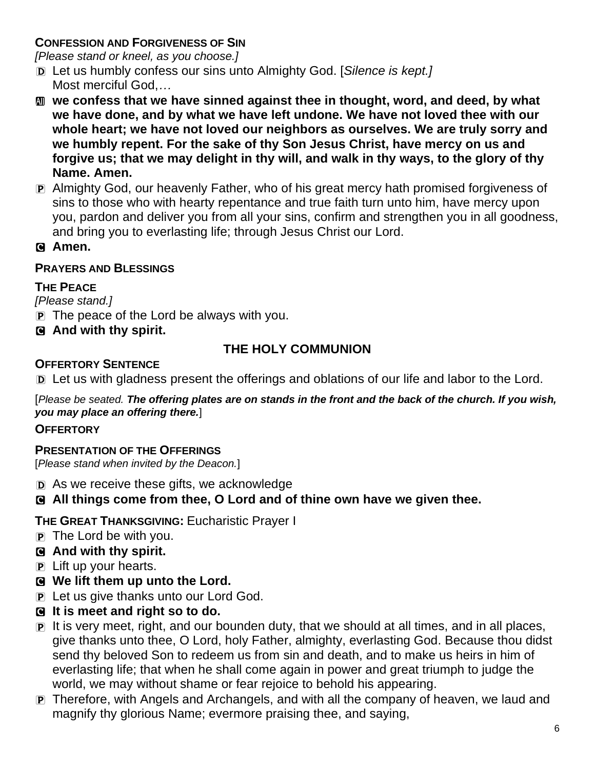**CONFESSION AND FORGIVENESS OF SIN**

*[Please stand or kneel, as you choose.]*

D Let us humbly confess our sins unto Almighty God. [*Silence is kept.]*
Most merciful God,*…*

All **we confess that we have sinned against thee in thought, word, and deed, by what we have done, and by what we have left undone. We have not loved thee with our whole heart; we have not loved our neighbors as ourselves. We are truly sorry and we humbly repent. For the sake of thy Son Jesus Christ, have mercy on us and forgive us; that we may delight in thy will, and walk in thy ways, to the glory of thy Name. Amen.**

P Almighty God, our heavenly Father, who of his great mercy hath promised forgiveness of sins to those who with hearty repentance and true faith turn unto him, have mercy upon you, pardon and deliver you from all your sins, confirm and strengthen you in all goodness, and bring you to everlasting life; through Jesus Christ our Lord.

C **Amen.**

**PRAYERS AND BLESSINGS**

**THE PEACE**

*[Please stand.]*

P The peace of the Lord be always with you.

C **And with thy spirit.**

## THE HOLY COMMUNION

**OFFERTORY SENTENCE**

D Let us with gladness present the offerings and oblations of our life and labor to the Lord.

[*Please be seated. **The offering plates are on stands in the front and the back of the church. If you wish, you may place an offering there.***]

**OFFERTORY**

**PRESENTATION OF THE OFFERINGS**

[*Please stand when invited by the Deacon.*]

D As we receive these gifts, we acknowledge

C **All things come from thee, O Lord and of thine own have we given thee.**

**THE GREAT THANKSGIVING:** Eucharistic Prayer I

P The Lord be with you.

C **And with thy spirit.**

P Lift up your hearts.

C **We lift them up unto the Lord.**

P Let us give thanks unto our Lord God.

C **It is meet and right so to do.**

P It is very meet, right, and our bounden duty, that we should at all times, and in all places, give thanks unto thee, O Lord, holy Father, almighty, everlasting God. Because thou didst send thy beloved Son to redeem us from sin and death, and to make us heirs in him of everlasting life; that when he shall come again in power and great triumph to judge the world, we may without shame or fear rejoice to behold his appearing.

P Therefore, with Angels and Archangels, and with all the company of heaven, we laud and magnify thy glorious Name; evermore praising thee, and saying,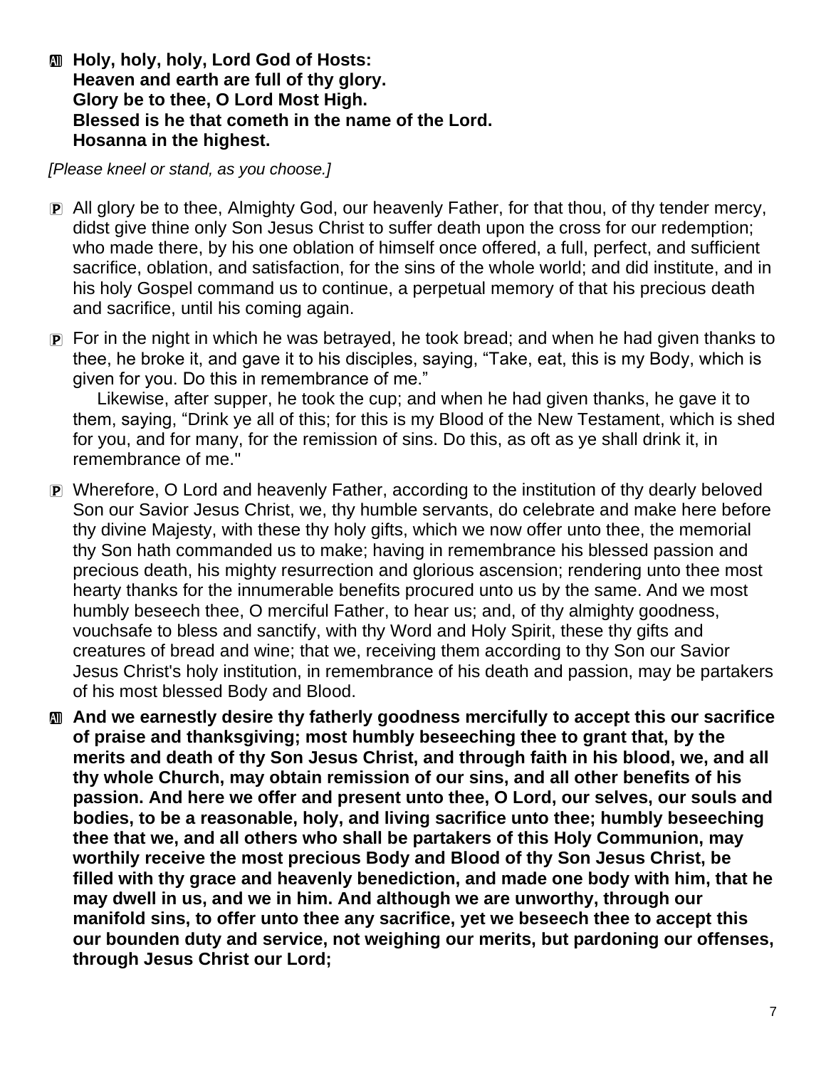**All** **Holy, holy, holy, Lord God of Hosts:**
**Heaven and earth are full of thy glory.**
**Glory be to thee, O Lord Most High.**
**Blessed is he that cometh in the name of the Lord.**
**Hosanna in the highest.**

*[Please kneel or stand, as you choose.]*

**P** All glory be to thee, Almighty God, our heavenly Father, for that thou, of thy tender mercy, didst give thine only Son Jesus Christ to suffer death upon the cross for our redemption; who made there, by his one oblation of himself once offered, a full, perfect, and sufficient sacrifice, oblation, and satisfaction, for the sins of the whole world; and did institute, and in his holy Gospel command us to continue, a perpetual memory of that his precious death and sacrifice, until his coming again.

**P** For in the night in which he was betrayed, he took bread; and when he had given thanks to thee, he broke it, and gave it to his disciples, saying, "Take, eat, this is my Body, which is given for you. Do this in remembrance of me."

Likewise, after supper, he took the cup; and when he had given thanks, he gave it to them, saying, "Drink ye all of this; for this is my Blood of the New Testament, which is shed for you, and for many, for the remission of sins. Do this, as oft as ye shall drink it, in remembrance of me."

**P** Wherefore, O Lord and heavenly Father, according to the institution of thy dearly beloved Son our Savior Jesus Christ, we, thy humble servants, do celebrate and make here before thy divine Majesty, with these thy holy gifts, which we now offer unto thee, the memorial thy Son hath commanded us to make; having in remembrance his blessed passion and precious death, his mighty resurrection and glorious ascension; rendering unto thee most hearty thanks for the innumerable benefits procured unto us by the same. And we most humbly beseech thee, O merciful Father, to hear us; and, of thy almighty goodness, vouchsafe to bless and sanctify, with thy Word and Holy Spirit, these thy gifts and creatures of bread and wine; that we, receiving them according to thy Son our Savior Jesus Christ's holy institution, in remembrance of his death and passion, may be partakers of his most blessed Body and Blood.

**All** **And we earnestly desire thy fatherly goodness mercifully to accept this our sacrifice of praise and thanksgiving; most humbly beseeching thee to grant that, by the merits and death of thy Son Jesus Christ, and through faith in his blood, we, and all thy whole Church, may obtain remission of our sins, and all other benefits of his passion. And here we offer and present unto thee, O Lord, our selves, our souls and bodies, to be a reasonable, holy, and living sacrifice unto thee; humbly beseeching thee that we, and all others who shall be partakers of this Holy Communion, may worthily receive the most precious Body and Blood of thy Son Jesus Christ, be filled with thy grace and heavenly benediction, and made one body with him, that he may dwell in us, and we in him. And although we are unworthy, through our manifold sins, to offer unto thee any sacrifice, yet we beseech thee to accept this our bounden duty and service, not weighing our merits, but pardoning our offenses, through Jesus Christ our Lord;**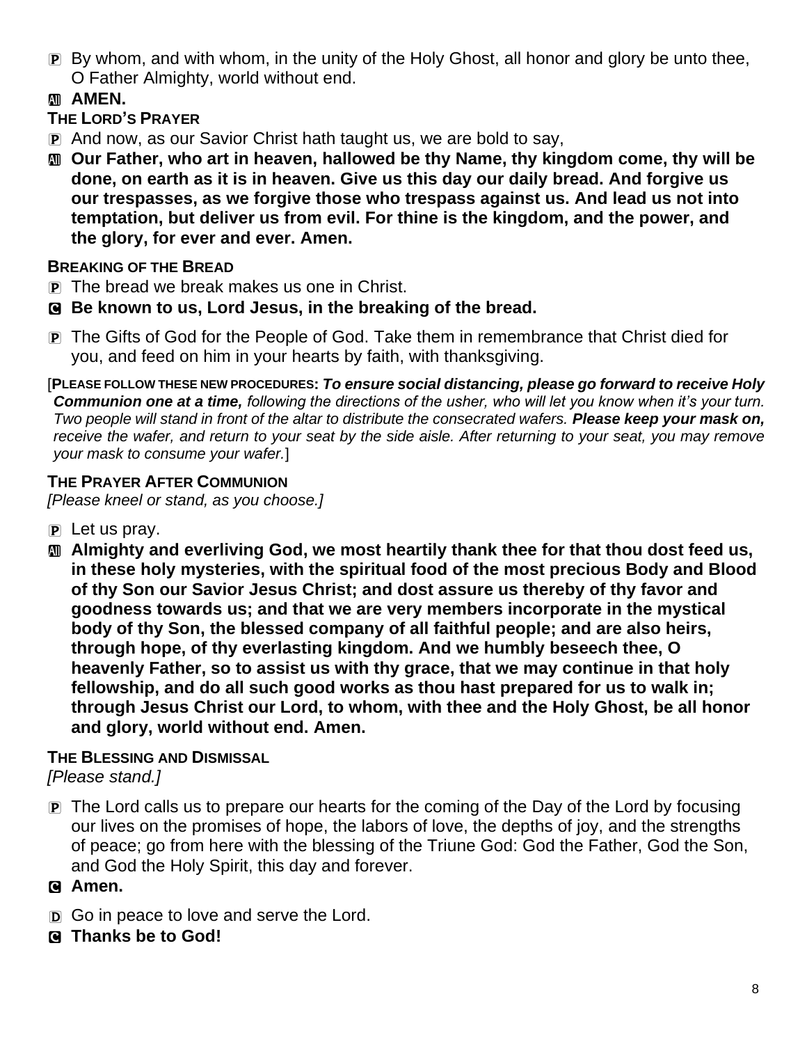P By whom, and with whom, in the unity of the Holy Ghost, all honor and glory be unto thee, O Father Almighty, world without end.

All **AMEN.**

**THE LORD'S PRAYER**

P And now, as our Savior Christ hath taught us, we are bold to say,

All **Our Father, who art in heaven, hallowed be thy Name, thy kingdom come, thy will be done, on earth as it is in heaven. Give us this day our daily bread. And forgive us our trespasses, as we forgive those who trespass against us. And lead us not into temptation, but deliver us from evil. For thine is the kingdom, and the power, and the glory, for ever and ever. Amen.**

**BREAKING OF THE BREAD**

P The bread we break makes us one in Christ.

C **Be known to us, Lord Jesus, in the breaking of the bread.**

P The Gifts of God for the People of God. Take them in remembrance that Christ died for you, and feed on him in your hearts by faith, with thanksgiving.

[**PLEASE FOLLOW THESE NEW PROCEDURES:** ***To ensure social distancing, please go forward to receive Holy Communion one at a time,*** *following the directions of the usher, who will let you know when it's your turn. Two people will stand in front of the altar to distribute the consecrated wafers.* ***Please keep your mask on,*** *receive the wafer, and return to your seat by the side aisle. After returning to your seat, you may remove your mask to consume your wafer.*]

**THE PRAYER AFTER COMMUNION**

*[Please kneel or stand, as you choose.]*

P Let us pray.

All **Almighty and everliving God, we most heartily thank thee for that thou dost feed us, in these holy mysteries, with the spiritual food of the most precious Body and Blood of thy Son our Savior Jesus Christ; and dost assure us thereby of thy favor and goodness towards us; and that we are very members incorporate in the mystical body of thy Son, the blessed company of all faithful people; and are also heirs, through hope, of thy everlasting kingdom. And we humbly beseech thee, O heavenly Father, so to assist us with thy grace, that we may continue in that holy fellowship, and do all such good works as thou hast prepared for us to walk in; through Jesus Christ our Lord, to whom, with thee and the Holy Ghost, be all honor and glory, world without end. Amen.**

**THE BLESSING AND DISMISSAL**

*[Please stand.]*

P The Lord calls us to prepare our hearts for the coming of the Day of the Lord by focusing our lives on the promises of hope, the labors of love, the depths of joy, and the strengths of peace; go from here with the blessing of the Triune God: God the Father, God the Son, and God the Holy Spirit, this day and forever.

C **Amen.**

D Go in peace to love and serve the Lord.

C **Thanks be to God!**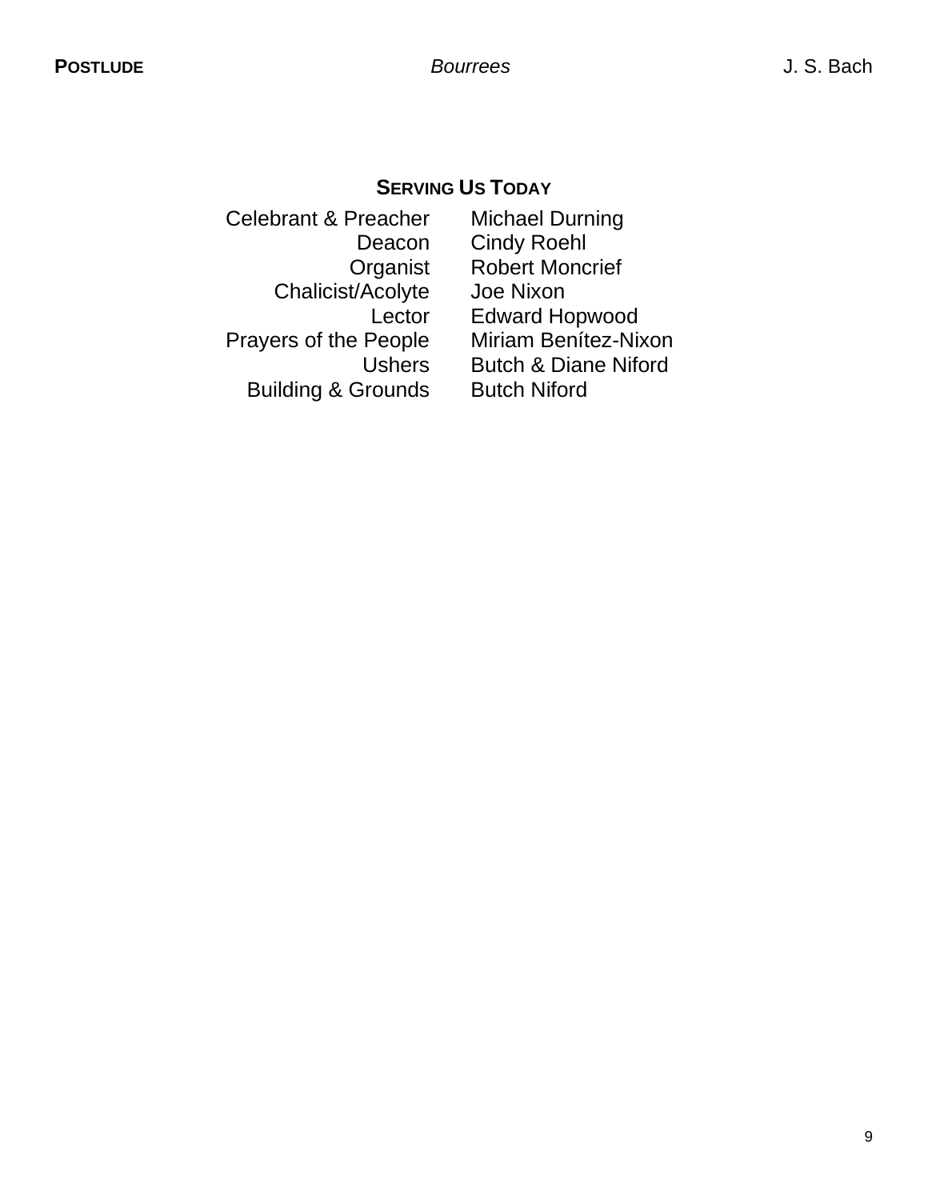**POSTLUDE** *Bourrees* J. S. Bach

## SERVING US TODAY

| | |
|---|---|
| Celebrant & Preacher | Michael Durning |
| Deacon | Cindy Roehl |
| Organist | Robert Moncrief |
| Chalicist/Acolyte | Joe Nixon |
| Lector | Edward Hopwood |
| Prayers of the People | Miriam Benítez-Nixon |
| Ushers | Butch & Diane Niford |
| Building & Grounds | Butch Niford |